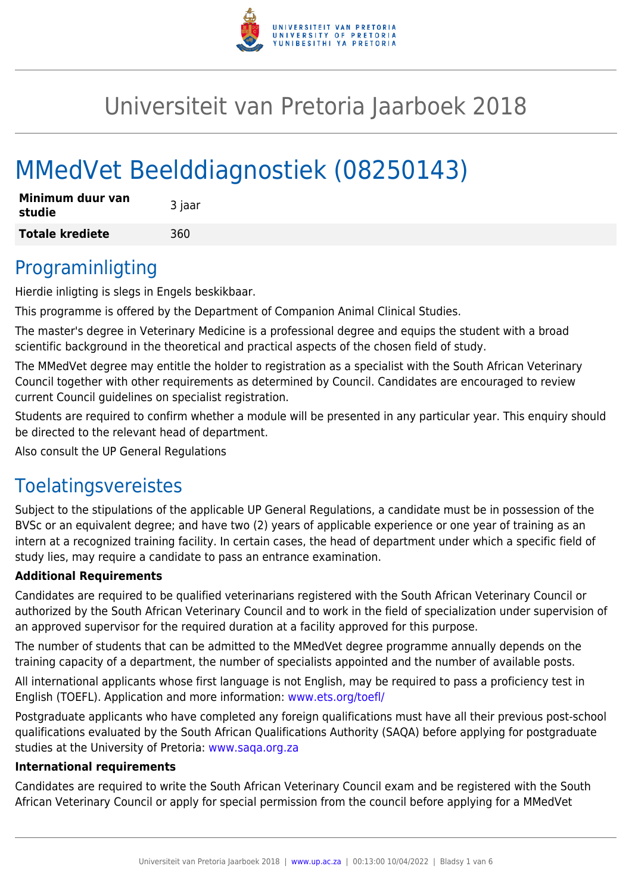# Universiteit van Pretoria Jaarboek 2018

# MMedVet Beelddiagnostiek (08250143)

| | |
|---|---|
| **Minimum duur van studie** | 3 jaar |
| **Totale krediete** | 360 |

## Programinligting

Hierdie inligting is slegs in Engels beskikbaar.

This programme is offered by the Department of Companion Animal Clinical Studies.

The master's degree in Veterinary Medicine is a professional degree and equips the student with a broad scientific background in the theoretical and practical aspects of the chosen field of study.

The MMedVet degree may entitle the holder to registration as a specialist with the South African Veterinary Council together with other requirements as determined by Council. Candidates are encouraged to review current Council guidelines on specialist registration.

Students are required to confirm whether a module will be presented in any particular year. This enquiry should be directed to the relevant head of department.

Also consult the UP General Regulations

## Toelatingsvereistes

Subject to the stipulations of the applicable UP General Regulations, a candidate must be in possession of the BVSc or an equivalent degree; and have two (2) years of applicable experience or one year of training as an intern at a recognized training facility. In certain cases, the head of department under which a specific field of study lies, may require a candidate to pass an entrance examination.

**Additional Requirements**

Candidates are required to be qualified veterinarians registered with the South African Veterinary Council or authorized by the South African Veterinary Council and to work in the field of specialization under supervision of an approved supervisor for the required duration at a facility approved for this purpose.

The number of students that can be admitted to the MMedVet degree programme annually depends on the training capacity of a department, the number of specialists appointed and the number of available posts.

All international applicants whose first language is not English, may be required to pass a proficiency test in English (TOEFL). Application and more information: www.ets.org/toefl/

Postgraduate applicants who have completed any foreign qualifications must have all their previous post-school qualifications evaluated by the South African Qualifications Authority (SAQA) before applying for postgraduate studies at the University of Pretoria: www.saqa.org.za

**International requirements**

Candidates are required to write the South African Veterinary Council exam and be registered with the South African Veterinary Council or apply for special permission from the council before applying for a MMedVet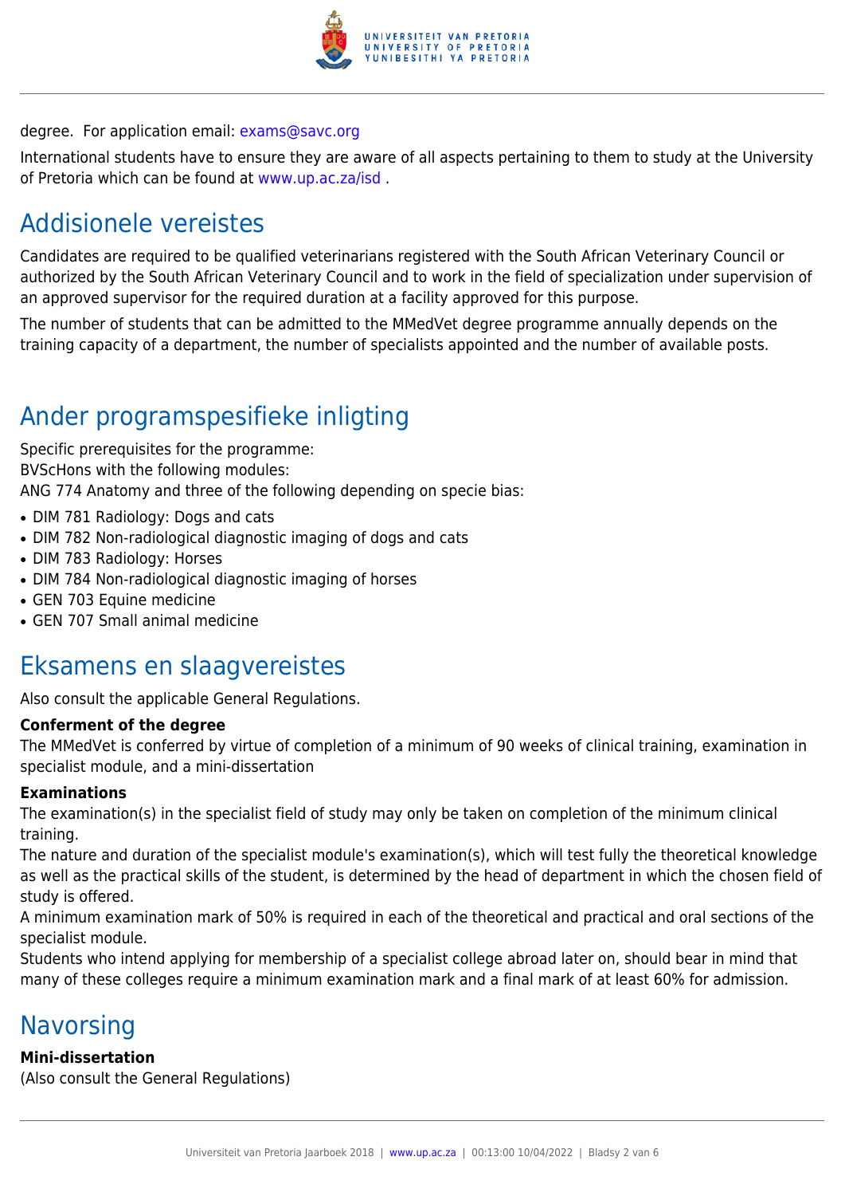degree. For application email: exams@savc.org

International students have to ensure they are aware of all aspects pertaining to them to study at the University of Pretoria which can be found at www.up.ac.za/isd .

## Addisionele vereistes

Candidates are required to be qualified veterinarians registered with the South African Veterinary Council or authorized by the South African Veterinary Council and to work in the field of specialization under supervision of an approved supervisor for the required duration at a facility approved for this purpose.

The number of students that can be admitted to the MMedVet degree programme annually depends on the training capacity of a department, the number of specialists appointed and the number of available posts.

## Ander programspesifieke inligting

Specific prerequisites for the programme:
BVScHons with the following modules:
ANG 774 Anatomy and three of the following depending on specie bias:

- DIM 781 Radiology: Dogs and cats
- DIM 782 Non-radiological diagnostic imaging of dogs and cats
- DIM 783 Radiology: Horses
- DIM 784 Non-radiological diagnostic imaging of horses
- GEN 703 Equine medicine
- GEN 707 Small animal medicine

## Eksamens en slaagvereistes

Also consult the applicable General Regulations.

**Conferment of the degree**
The MMedVet is conferred by virtue of completion of a minimum of 90 weeks of clinical training, examination in specialist module, and a mini-dissertation

**Examinations**
The examination(s) in the specialist field of study may only be taken on completion of the minimum clinical training.
The nature and duration of the specialist module's examination(s), which will test fully the theoretical knowledge as well as the practical skills of the student, is determined by the head of department in which the chosen field of study is offered.
A minimum examination mark of 50% is required in each of the theoretical and practical and oral sections of the specialist module.
Students who intend applying for membership of a specialist college abroad later on, should bear in mind that many of these colleges require a minimum examination mark and a final mark of at least 60% for admission.

## Navorsing

**Mini-dissertation**
(Also consult the General Regulations)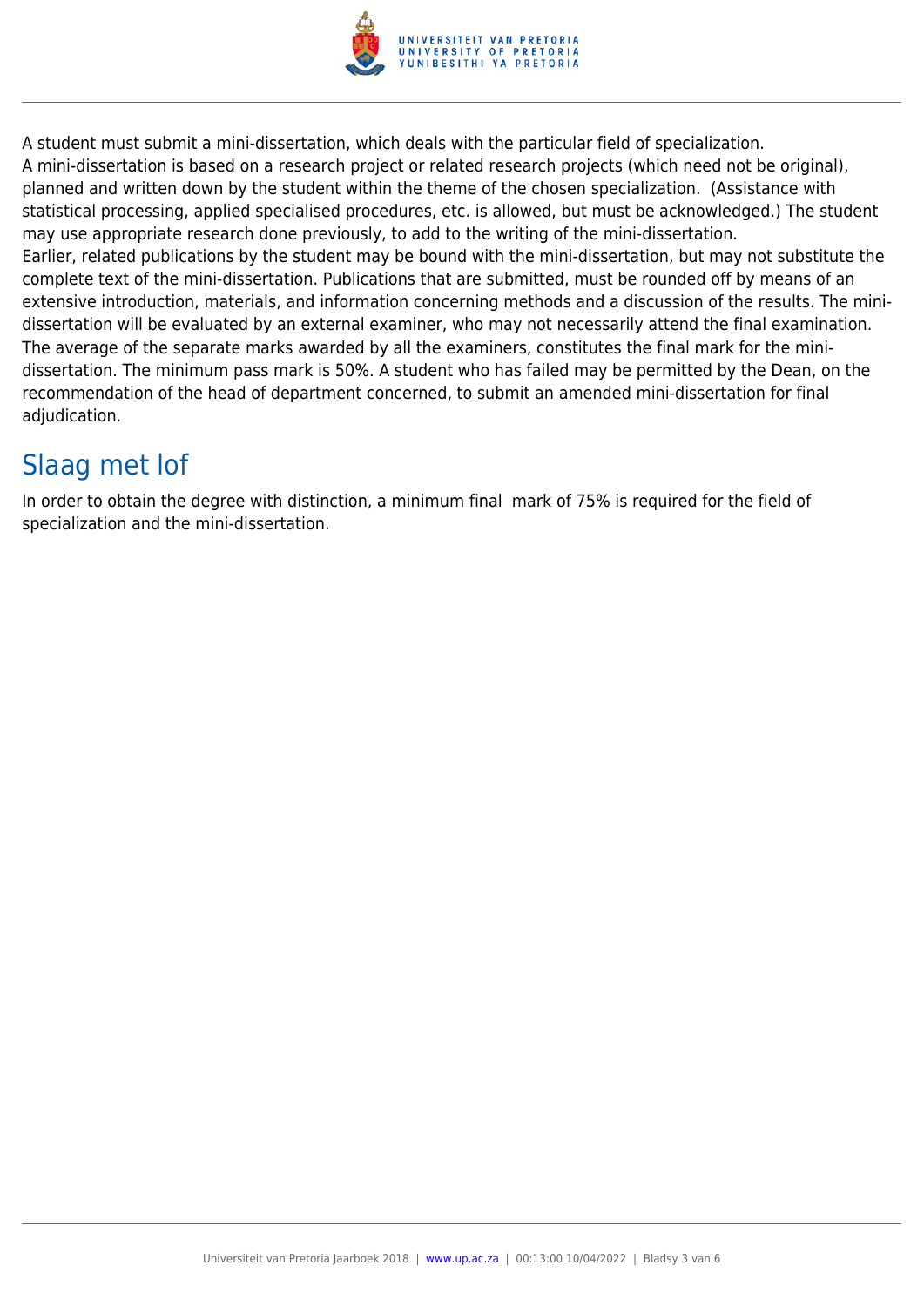A student must submit a mini-dissertation, which deals with the particular field of specialization.
A mini-dissertation is based on a research project or related research projects (which need not be original), planned and written down by the student within the theme of the chosen specialization. (Assistance with statistical processing, applied specialised procedures, etc. is allowed, but must be acknowledged.) The student may use appropriate research done previously, to add to the writing of the mini-dissertation.
Earlier, related publications by the student may be bound with the mini-dissertation, but may not substitute the complete text of the mini-dissertation. Publications that are submitted, must be rounded off by means of an extensive introduction, materials, and information concerning methods and a discussion of the results. The mini-dissertation will be evaluated by an external examiner, who may not necessarily attend the final examination.
The average of the separate marks awarded by all the examiners, constitutes the final mark for the mini-dissertation. The minimum pass mark is 50%. A student who has failed may be permitted by the Dean, on the recommendation of the head of department concerned, to submit an amended mini-dissertation for final adjudication.

## Slaag met lof

In order to obtain the degree with distinction, a minimum final mark of 75% is required for the field of specialization and the mini-dissertation.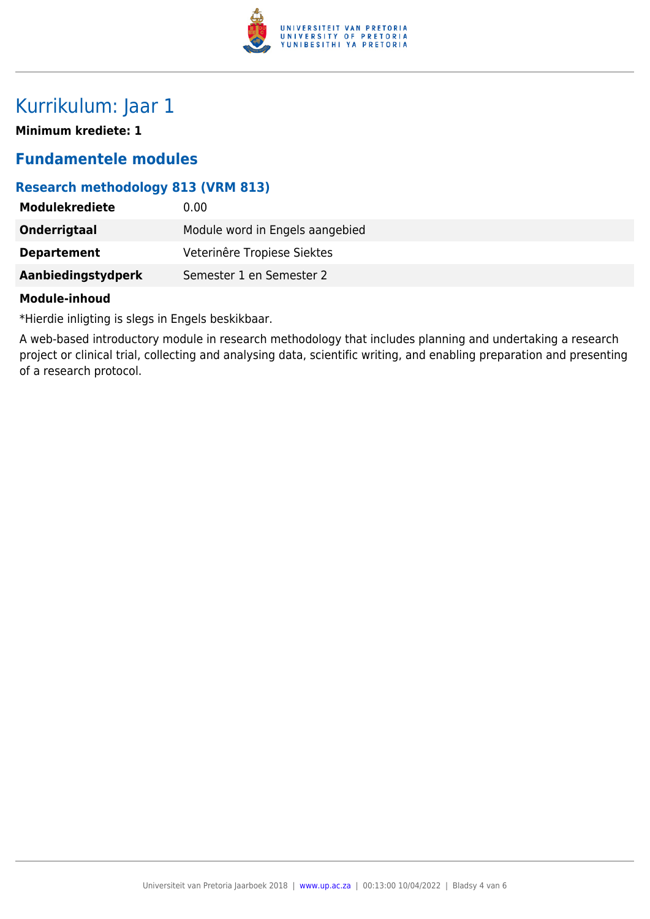# Kurrikulum: Jaar 1

**Minimum krediete: 1**

## Fundamentele modules

### Research methodology 813 (VRM 813)

| | |
|---|---|
| **Modulekrediete** | 0.00 |
| **Onderrigtaal** | Module word in Engels aangebied |
| **Departement** | Veterinêre Tropiese Siektes |
| **Aanbiedingstydperk** | Semester 1 en Semester 2 |

**Module-inhoud**

*Hierdie inligting is slegs in Engels beskikbaar.

A web-based introductory module in research methodology that includes planning and undertaking a research project or clinical trial, collecting and analysing data, scientific writing, and enabling preparation and presenting of a research protocol.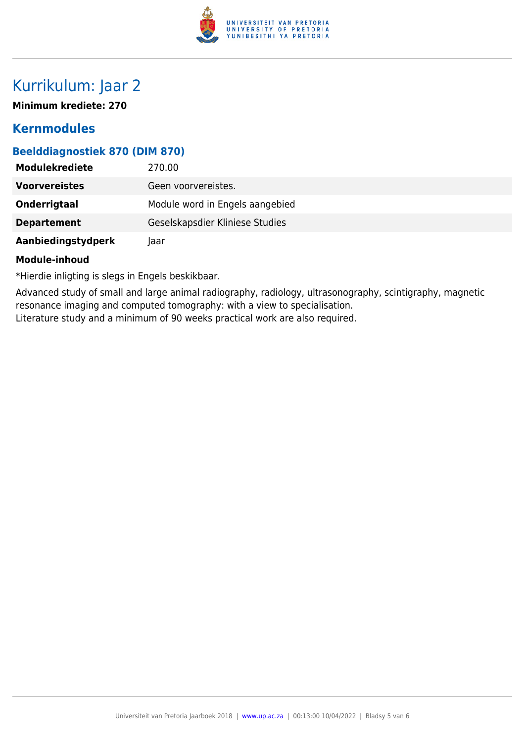# Kurrikulum: Jaar 2

**Minimum krediete: 270**

## Kernmodules

### Beelddiagnostiek 870 (DIM 870)

| | |
|---|---|
| **Modulekrediete** | 270.00 |
| **Voorvereistes** | Geen voorvereistes. |
| **Onderrigtaal** | Module word in Engels aangebied |
| **Departement** | Geselskapsdier Kliniese Studies |
| **Aanbiedingstydperk** | Jaar |

**Module-inhoud**

*Hierdie inligting is slegs in Engels beskikbaar.

Advanced study of small and large animal radiography, radiology, ultrasonography, scintigraphy, magnetic resonance imaging and computed tomography: with a view to specialisation.
Literature study and a minimum of 90 weeks practical work are also required.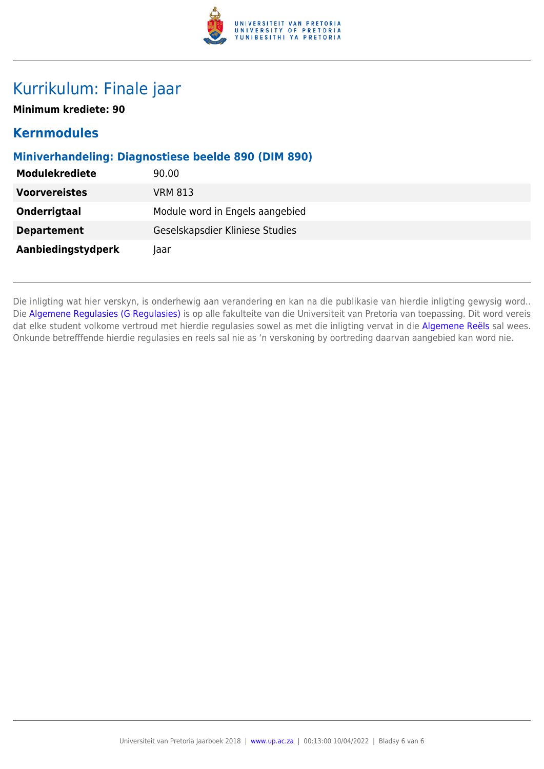## Kurrikulum: Finale jaar

**Minimum krediete: 90**

### Kernmodules

#### Miniverhandeling: Diagnostiese beelde 890 (DIM 890)

| | |
|---|---|
| **Modulekrediete** | 90.00 |
| **Voorvereistes** | VRM 813 |
| **Onderrigtaal** | Module word in Engels aangebied |
| **Departement** | Geselskapsdier Kliniese Studies |
| **Aanbiedingstydperk** | Jaar |

---

Die inligting wat hier verskyn, is onderhewig aan verandering en kan na die publikasie van hierdie inligting gewysig word.. Die Algemene Regulasies (G Regulasies) is op alle fakulteite van die Universiteit van Pretoria van toepassing. Dit word vereis dat elke student volkome vertroud met hierdie regulasies sowel as met die inligting vervat in die Algemene Reëls sal wees. Onkunde betrefffende hierdie regulasies en reels sal nie as 'n verskoning by oortreding daarvan aangebied kan word nie.